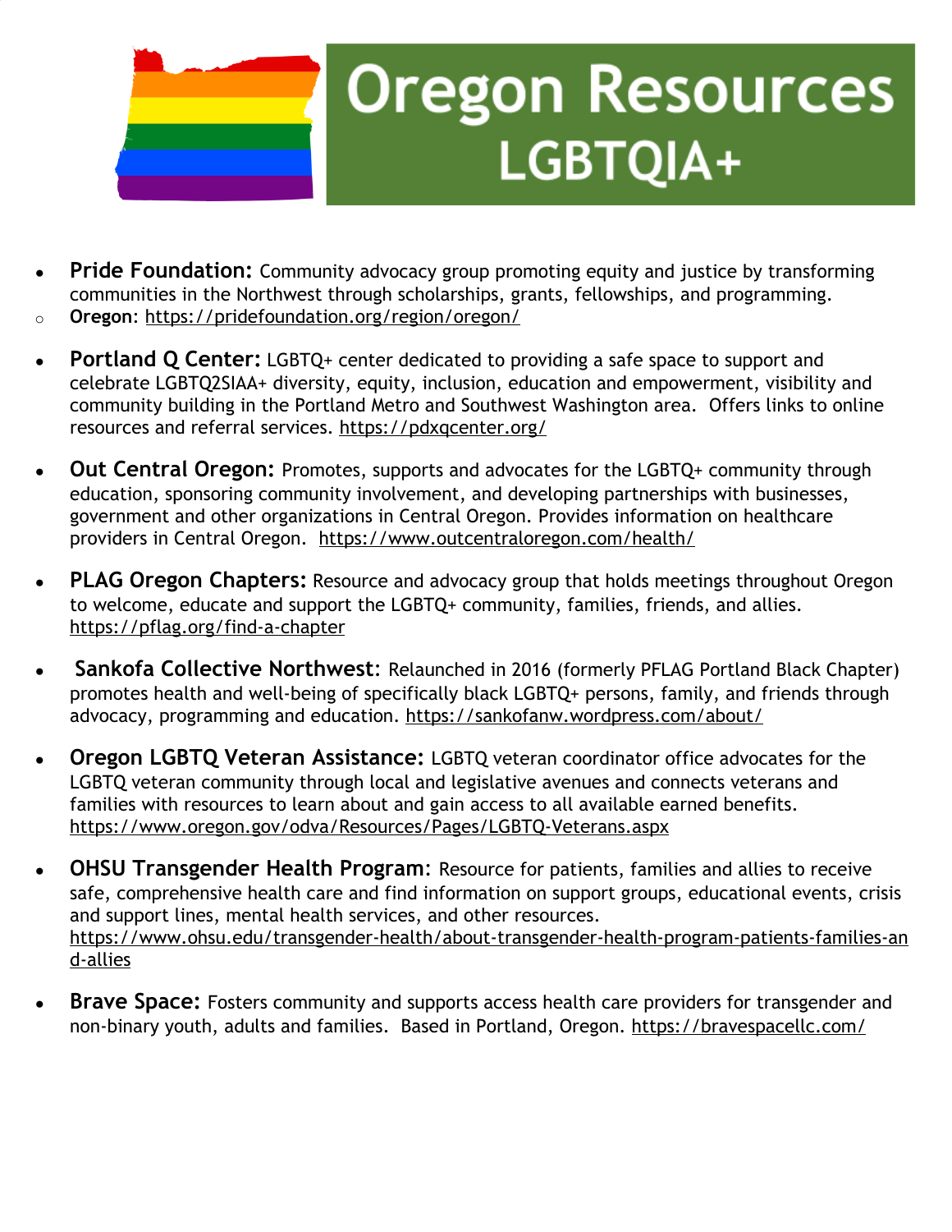# Oregon Resources LGBTQIA+

- **Pride Foundation:** Community advocacy group promoting equity and justice by transforming communities in the Northwest through scholarships, grants, fellowships, and programming.
  - **Oregon**: https://pridefoundation.org/region/oregon/

- **Portland Q Center:** LGBTQ+ center dedicated to providing a safe space to support and celebrate LGBTQ2SIAA+ diversity, equity, inclusion, education and empowerment, visibility and community building in the Portland Metro and Southwest Washington area. Offers links to online resources and referral services. https://pdxqcenter.org/

- **Out Central Oregon:** Promotes, supports and advocates for the LGBTQ+ community through education, sponsoring community involvement, and developing partnerships with businesses, government and other organizations in Central Oregon. Provides information on healthcare providers in Central Oregon. https://www.outcentraloregon.com/health/

- **PLAG Oregon Chapters:** Resource and advocacy group that holds meetings throughout Oregon to welcome, educate and support the LGBTQ+ community, families, friends, and allies. https://pflag.org/find-a-chapter

- **Sankofa Collective Northwest**: Relaunched in 2016 (formerly PFLAG Portland Black Chapter) promotes health and well-being of specifically black LGBTQ+ persons, family, and friends through advocacy, programming and education. https://sankofanw.wordpress.com/about/

- **Oregon LGBTQ Veteran Assistance:** LGBTQ veteran coordinator office advocates for the LGBTQ veteran community through local and legislative avenues and connects veterans and families with resources to learn about and gain access to all available earned benefits. https://www.oregon.gov/odva/Resources/Pages/LGBTQ-Veterans.aspx

- **OHSU Transgender Health Program**: Resource for patients, families and allies to receive safe, comprehensive health care and find information on support groups, educational events, crisis and support lines, mental health services, and other resources. https://www.ohsu.edu/transgender-health/about-transgender-health-program-patients-families-and-allies

- **Brave Space:** Fosters community and supports access health care providers for transgender and non-binary youth, adults and families. Based in Portland, Oregon. https://bravespacellc.com/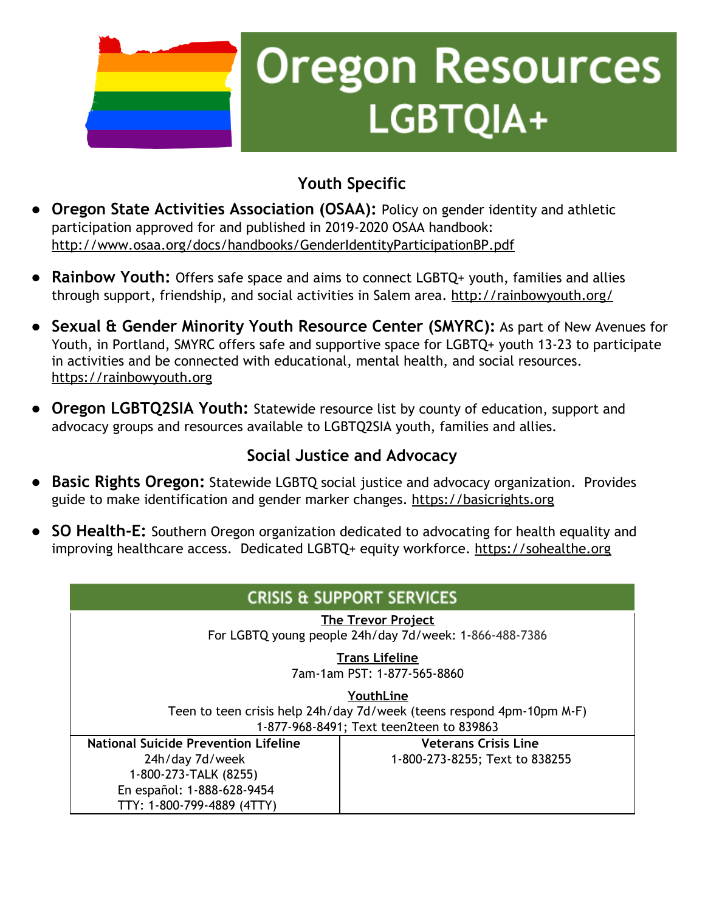# Oregon Resources LGBTQIA+

## Youth Specific

- **Oregon State Activities Association (OSAA):** Policy on gender identity and athletic participation approved for and published in 2019-2020 OSAA handbook: http://www.osaa.org/docs/handbooks/GenderIdentityParticipationBP.pdf
- **Rainbow Youth:** Offers safe space and aims to connect LGBTQ+ youth, families and allies through support, friendship, and social activities in Salem area. http://rainbowyouth.org/
- **Sexual & Gender Minority Youth Resource Center (SMYRC):** As part of New Avenues for Youth, in Portland, SMYRC offers safe and supportive space for LGBTQ+ youth 13-23 to participate in activities and be connected with educational, mental health, and social resources. https://rainbowyouth.org
- **Oregon LGBTQ2SIA Youth:** Statewide resource list by county of education, support and advocacy groups and resources available to LGBTQ2SIA youth, families and allies.

## Social Justice and Advocacy

- **Basic Rights Oregon:** Statewide LGBTQ social justice and advocacy organization. Provides guide to make identification and gender marker changes. https://basicrights.org
- **SO Health-E:** Southern Oregon organization dedicated to advocating for health equality and improving healthcare access. Dedicated LGBTQ+ equity workforce. https://sohealthe.org

## CRISIS & SUPPORT SERVICES

**The Trevor Project**
For LGBTQ young people 24h/day 7d/week: 1-866-488-7386

**Trans Lifeline**
7am-1am PST: 1-877-565-8860

**YouthLine**
Teen to teen crisis help 24h/day 7d/week (teens respond 4pm-10pm M-F)
1-877-968-8491; Text teen2teen to 839863

| National Suicide Prevention Lifeline | Veterans Crisis Line |
|---|---|
| 24h/day 7d/week<br>1-800-273-TALK (8255)<br>En español: 1-888-628-9454<br>TTY: 1-800-799-4889 (4TTY) | 1-800-273-8255; Text to 838255 |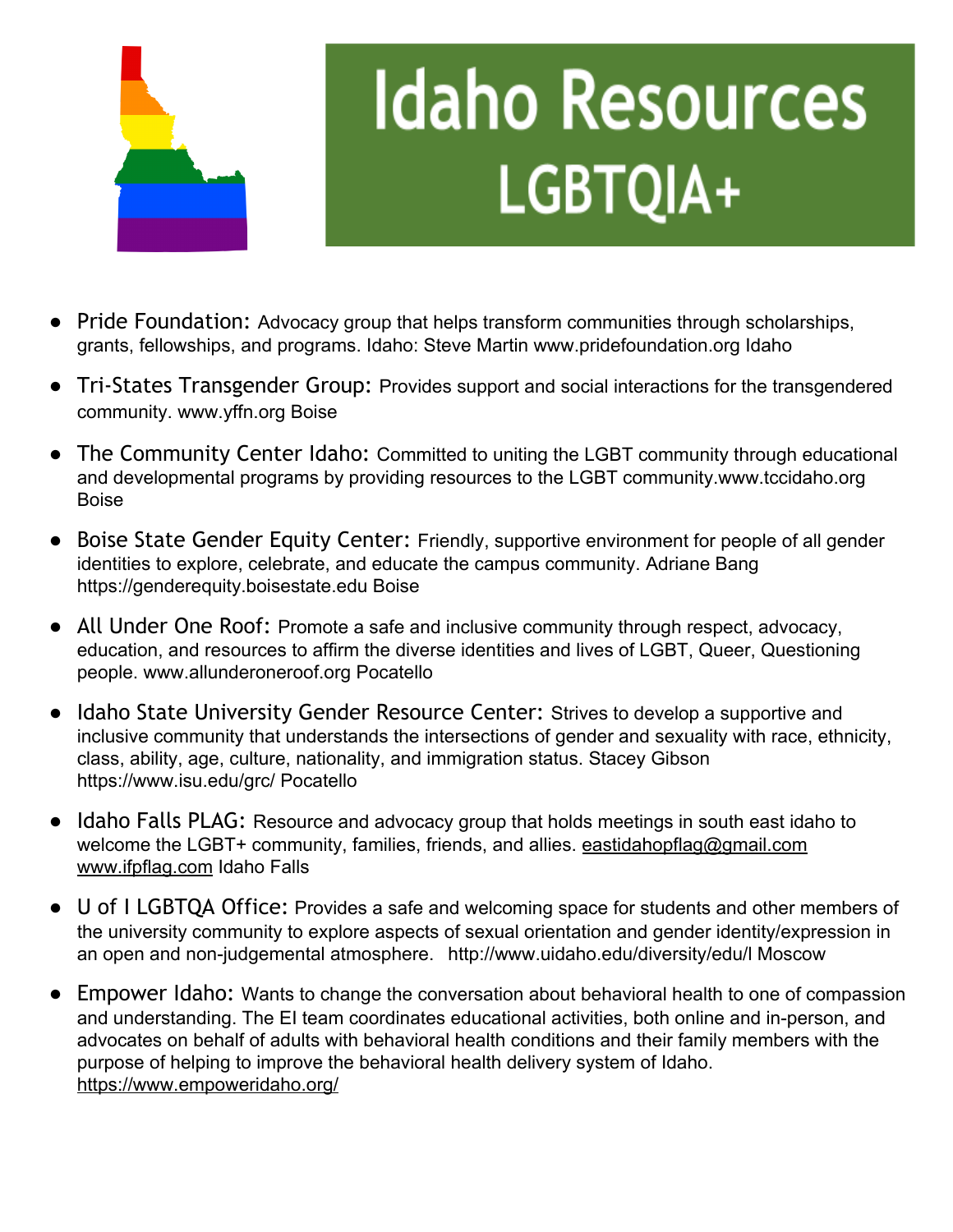# Idaho Resources LGBTQIA+

- Pride Foundation: Advocacy group that helps transform communities through scholarships, grants, fellowships, and programs. Idaho: Steve Martin www.pridefoundation.org Idaho
- Tri-States Transgender Group: Provides support and social interactions for the transgendered community. www.yffn.org Boise
- The Community Center Idaho: Committed to uniting the LGBT community through educational and developmental programs by providing resources to the LGBT community.www.tccidaho.org Boise
- Boise State Gender Equity Center: Friendly, supportive environment for people of all gender identities to explore, celebrate, and educate the campus community. Adriane Bang https://genderequity.boisestate.edu Boise
- All Under One Roof: Promote a safe and inclusive community through respect, advocacy, education, and resources to affirm the diverse identities and lives of LGBT, Queer, Questioning people. www.allunderoneroof.org Pocatello
- Idaho State University Gender Resource Center: Strives to develop a supportive and inclusive community that understands the intersections of gender and sexuality with race, ethnicity, class, ability, age, culture, nationality, and immigration status. Stacey Gibson https://www.isu.edu/grc/ Pocatello
- Idaho Falls PLAG: Resource and advocacy group that holds meetings in south east idaho to welcome the LGBT+ community, families, friends, and allies. eastidahopflag@gmail.com www.ifpflag.com Idaho Falls
- U of I LGBTQA Office: Provides a safe and welcoming space for students and other members of the university community to explore aspects of sexual orientation and gender identity/expression in an open and non-judgemental atmosphere. http://www.uidaho.edu/diversity/edu/l Moscow
- Empower Idaho: Wants to change the conversation about behavioral health to one of compassion and understanding. The EI team coordinates educational activities, both online and in-person, and advocates on behalf of adults with behavioral health conditions and their family members with the purpose of helping to improve the behavioral health delivery system of Idaho. https://www.empoweridaho.org/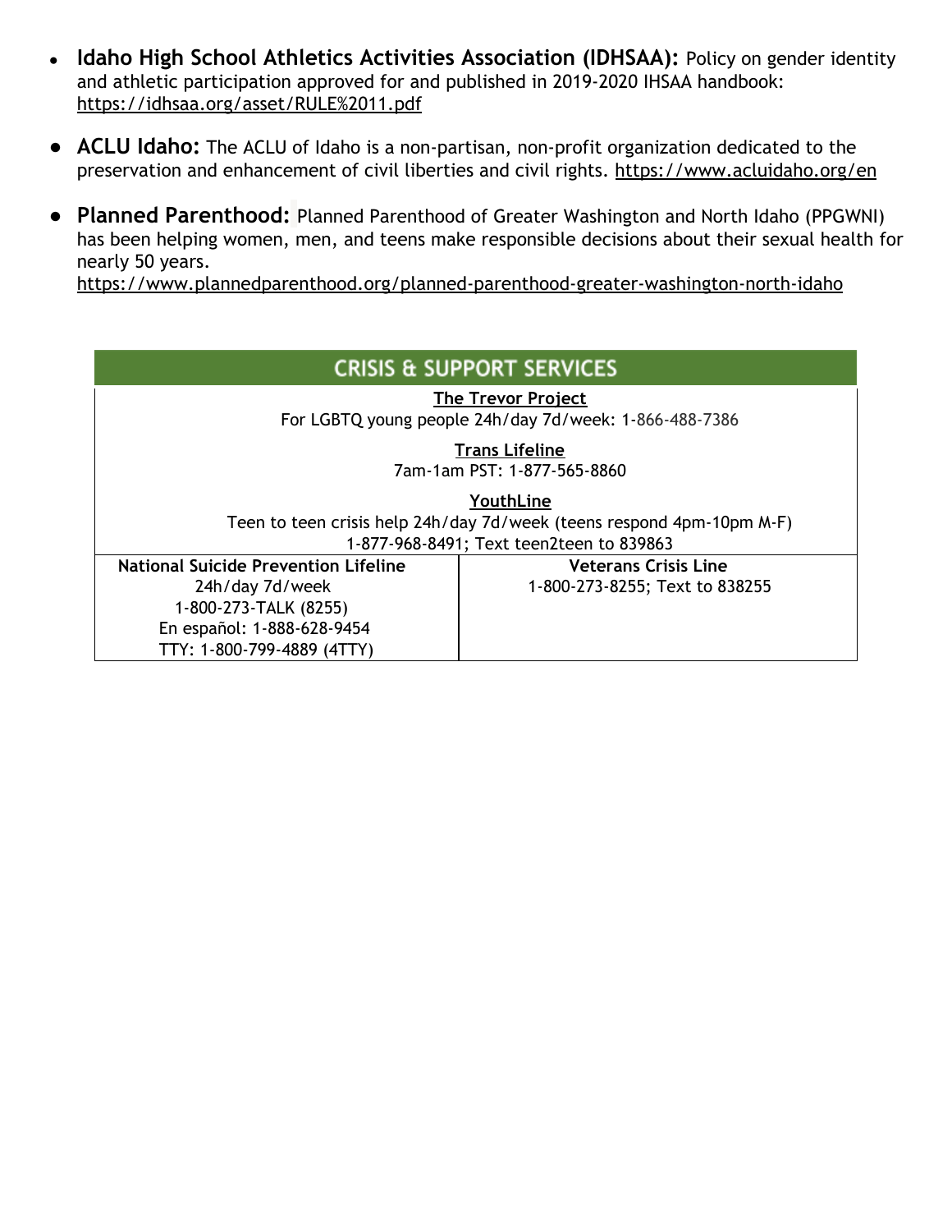- **Idaho High School Athletics Activities Association (IDHSAA):** Policy on gender identity and athletic participation approved for and published in 2019-2020 IHSAA handbook: https://idhsaa.org/asset/RULE%2011.pdf
- **ACLU Idaho:** The ACLU of Idaho is a non-partisan, non-profit organization dedicated to the preservation and enhancement of civil liberties and civil rights. https://www.acluidaho.org/en
- **Planned Parenthood:** Planned Parenthood of Greater Washington and North Idaho (PPGWNI) has been helping women, men, and teens make responsible decisions about their sexual health for nearly 50 years. https://www.plannedparenthood.org/planned-parenthood-greater-washington-north-idaho

| CRISIS & SUPPORT SERVICES | |
|---|---|
| **The Trevor Project**<br>For LGBTQ young people 24h/day 7d/week: 1-866-488-7386 | |
| **Trans Lifeline**<br>7am-1am PST: 1-877-565-8860 | |
| **YouthLine**<br>Teen to teen crisis help 24h/day 7d/week (teens respond 4pm-10pm M-F)<br>1-877-968-8491; Text teen2teen to 839863 | |
| **National Suicide Prevention Lifeline**<br>24h/day 7d/week<br>1-800-273-TALK (8255)<br>En español: 1-888-628-9454<br>TTY: 1-800-799-4889 (4TTY) | **Veterans Crisis Line**<br>1-800-273-8255; Text to 838255 |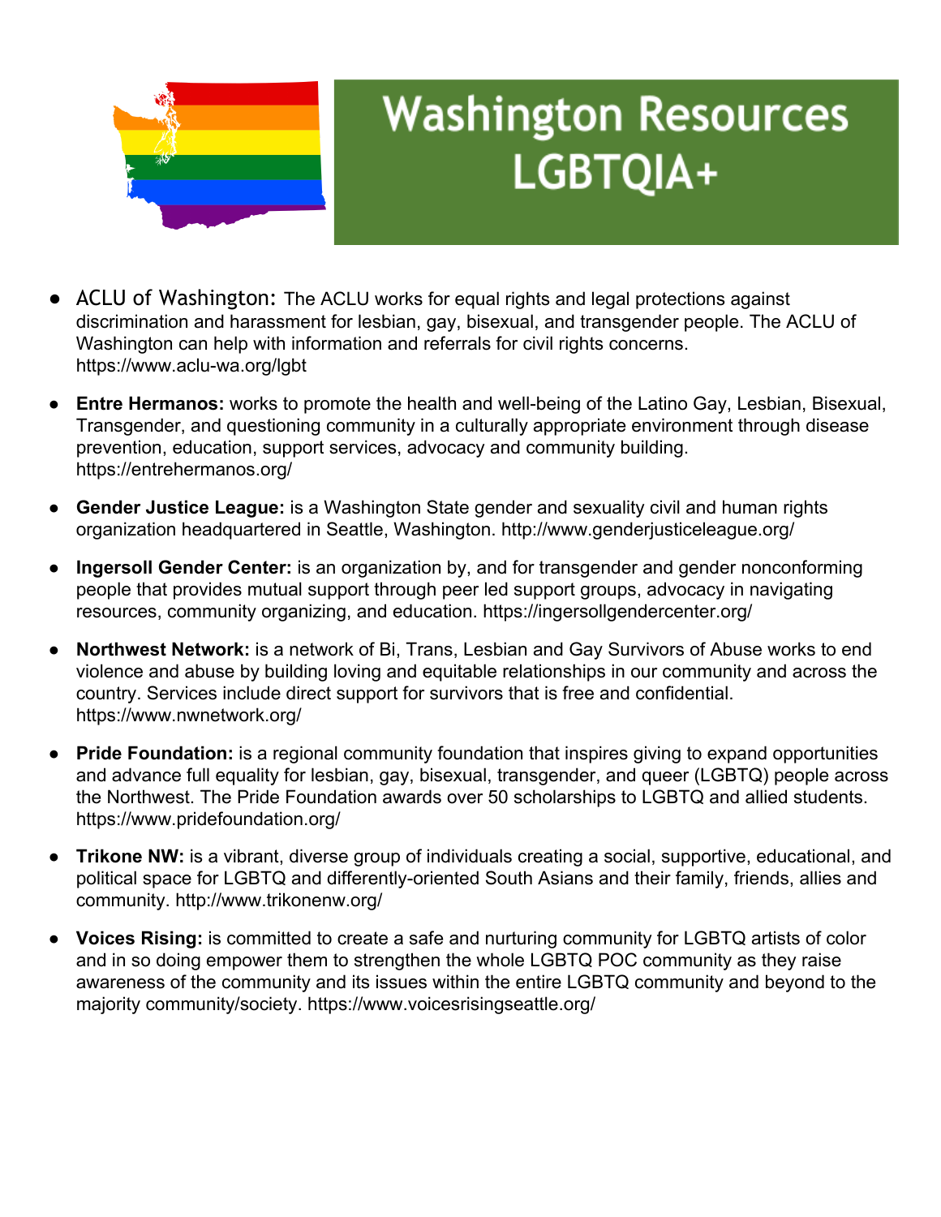# Washington Resources LGBTQIA+

- ACLU of Washington: The ACLU works for equal rights and legal protections against discrimination and harassment for lesbian, gay, bisexual, and transgender people. The ACLU of Washington can help with information and referrals for civil rights concerns. https://www.aclu-wa.org/lgbt
- **Entre Hermanos:** works to promote the health and well-being of the Latino Gay, Lesbian, Bisexual, Transgender, and questioning community in a culturally appropriate environment through disease prevention, education, support services, advocacy and community building. https://entrehermanos.org/
- **Gender Justice League:** is a Washington State gender and sexuality civil and human rights organization headquartered in Seattle, Washington. http://www.genderjusticeleague.org/
- **Ingersoll Gender Center:** is an organization by, and for transgender and gender nonconforming people that provides mutual support through peer led support groups, advocacy in navigating resources, community organizing, and education. https://ingersollgendercenter.org/
- **Northwest Network:** is a network of Bi, Trans, Lesbian and Gay Survivors of Abuse works to end violence and abuse by building loving and equitable relationships in our community and across the country. Services include direct support for survivors that is free and confidential. https://www.nwnetwork.org/
- **Pride Foundation:** is a regional community foundation that inspires giving to expand opportunities and advance full equality for lesbian, gay, bisexual, transgender, and queer (LGBTQ) people across the Northwest. The Pride Foundation awards over 50 scholarships to LGBTQ and allied students. https://www.pridefoundation.org/
- **Trikone NW:** is a vibrant, diverse group of individuals creating a social, supportive, educational, and political space for LGBTQ and differently-oriented South Asians and their family, friends, allies and community. http://www.trikonenw.org/
- **Voices Rising:** is committed to create a safe and nurturing community for LGBTQ artists of color and in so doing empower them to strengthen the whole LGBTQ POC community as they raise awareness of the community and its issues within the entire LGBTQ community and beyond to the majority community/society. https://www.voicesrisingseattle.org/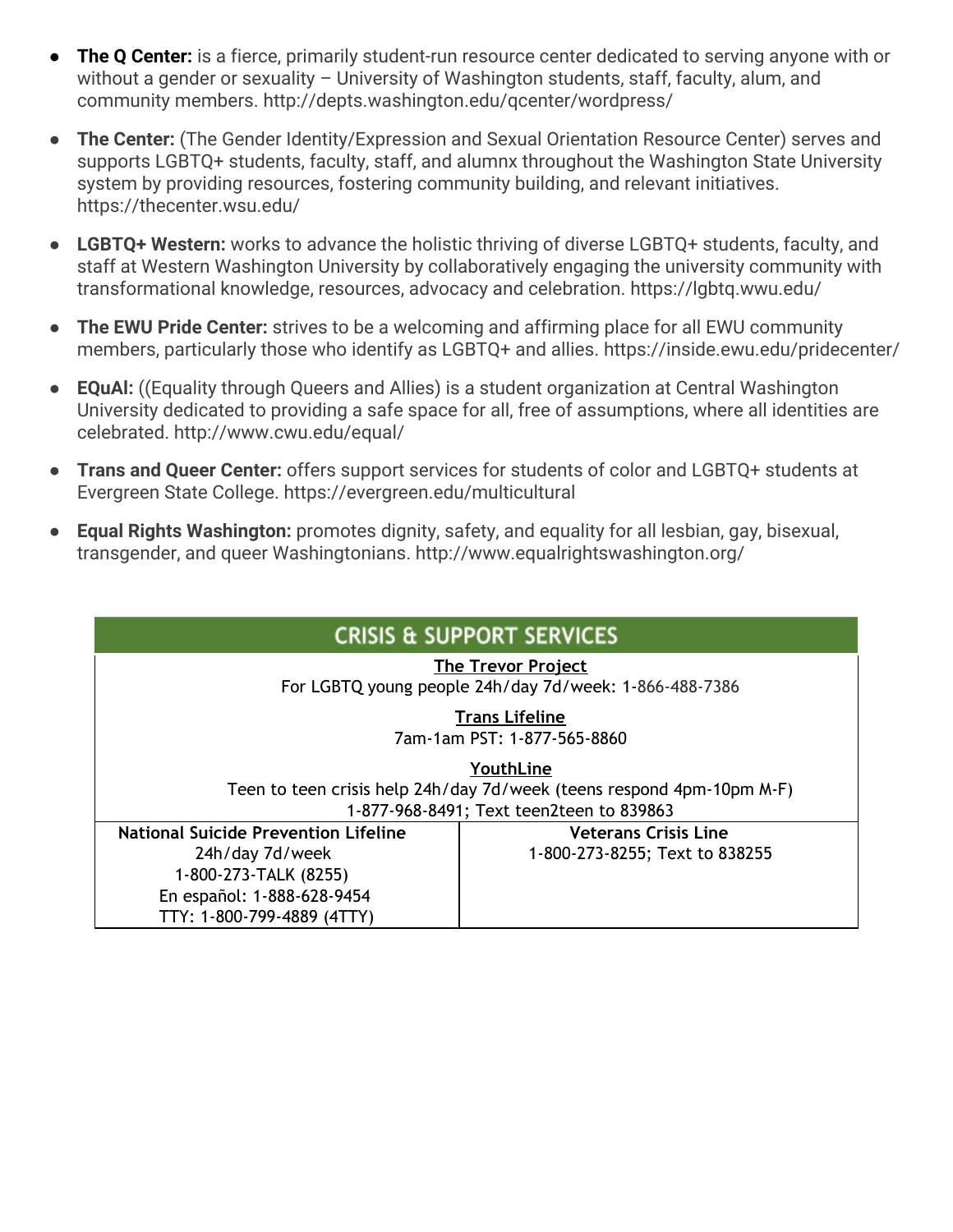- **The Q Center:** is a fierce, primarily student-run resource center dedicated to serving anyone with or without a gender or sexuality – University of Washington students, staff, faculty, alum, and community members. http://depts.washington.edu/qcenter/wordpress/
- **The Center:** (The Gender Identity/Expression and Sexual Orientation Resource Center) serves and supports LGBTQ+ students, faculty, staff, and alumnx throughout the Washington State University system by providing resources, fostering community building, and relevant initiatives. https://thecenter.wsu.edu/
- **LGBTQ+ Western:** works to advance the holistic thriving of diverse LGBTQ+ students, faculty, and staff at Western Washington University by collaboratively engaging the university community with transformational knowledge, resources, advocacy and celebration. https://lgbtq.wwu.edu/
- **The EWU Pride Center:** strives to be a welcoming and affirming place for all EWU community members, particularly those who identify as LGBTQ+ and allies. https://inside.ewu.edu/pridecenter/
- **EQuAl:** ((Equality through Queers and Allies) is a student organization at Central Washington University dedicated to providing a safe space for all, free of assumptions, where all identities are celebrated. http://www.cwu.edu/equal/
- **Trans and Queer Center:** offers support services for students of color and LGBTQ+ students at Evergreen State College. https://evergreen.edu/multicultural
- **Equal Rights Washington:** promotes dignity, safety, and equality for all lesbian, gay, bisexual, transgender, and queer Washingtonians. http://www.equalrightswashington.org/

| CRISIS & SUPPORT SERVICES | |
|---|---|
| **The Trevor Project**<br>For LGBTQ young people 24h/day 7d/week: 1-866-488-7386 | |
| **Trans Lifeline**<br>7am-1am PST: 1-877-565-8860 | |
| **YouthLine**<br>Teen to teen crisis help 24h/day 7d/week (teens respond 4pm-10pm M-F)<br>1-877-968-8491; Text teen2teen to 839863 | |
| **National Suicide Prevention Lifeline**<br>24h/day 7d/week<br>1-800-273-TALK (8255)<br>En español: 1-888-628-9454<br>TTY: 1-800-799-4889 (4TTY) | **Veterans Crisis Line**<br>1-800-273-8255; Text to 838255 |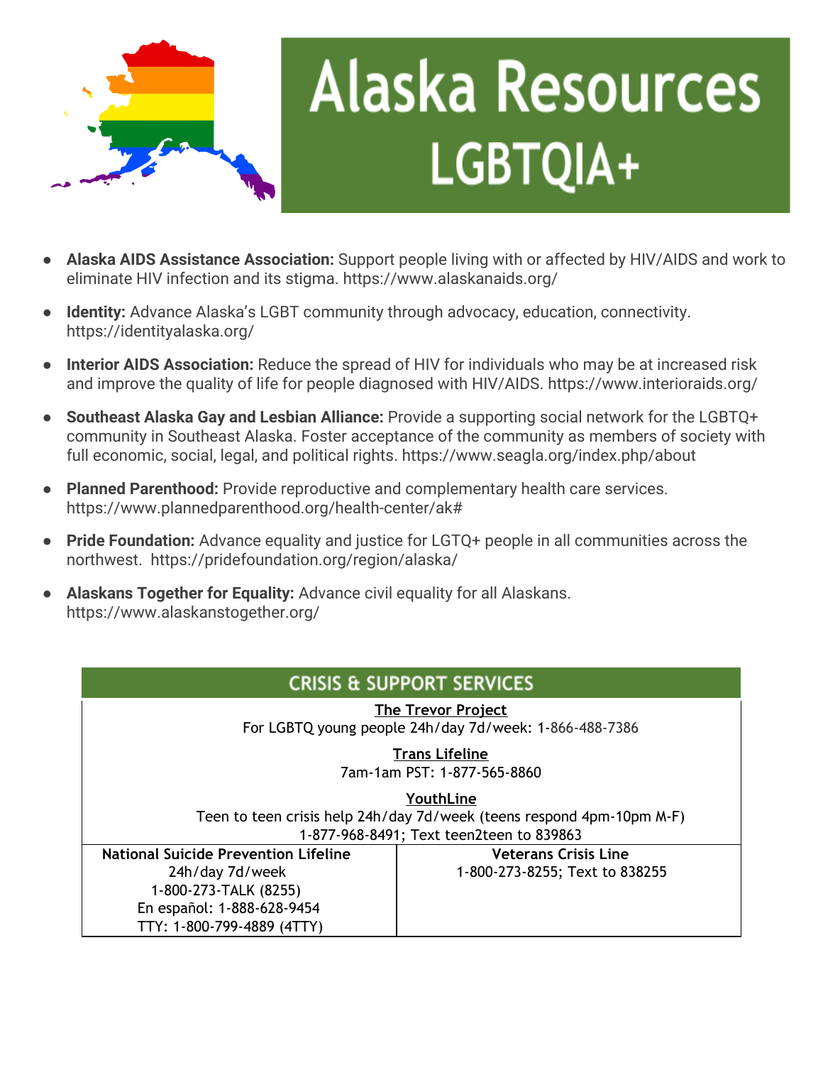# Alaska Resources LGBTQIA+

- **Alaska AIDS Assistance Association:** Support people living with or affected by HIV/AIDS and work to eliminate HIV infection and its stigma. https://www.alaskanaids.org/
- **Identity:** Advance Alaska's LGBT community through advocacy, education, connectivity. https://identityalaska.org/
- **Interior AIDS Association:** Reduce the spread of HIV for individuals who may be at increased risk and improve the quality of life for people diagnosed with HIV/AIDS. https://www.interioraids.org/
- **Southeast Alaska Gay and Lesbian Alliance:** Provide a supporting social network for the LGBTQ+ community in Southeast Alaska. Foster acceptance of the community as members of society with full economic, social, legal, and political rights. https://www.seagla.org/index.php/about
- **Planned Parenthood:** Provide reproductive and complementary health care services. https://www.plannedparenthood.org/health-center/ak#
- **Pride Foundation:** Advance equality and justice for LGTQ+ people in all communities across the northwest. https://pridefoundation.org/region/alaska/
- **Alaskans Together for Equality:** Advance civil equality for all Alaskans. https://www.alaskanstogether.org/

## CRISIS & SUPPORT SERVICES

**The Trevor Project**
For LGBTQ young people 24h/day 7d/week: 1-866-488-7386

**Trans Lifeline**
7am-1am PST: 1-877-565-8860

**YouthLine**
Teen to teen crisis help 24h/day 7d/week (teens respond 4pm-10pm M-F)
1-877-968-8491; Text teen2teen to 839863

| National Suicide Prevention Lifeline | Veterans Crisis Line |
|---|---|
| 24h/day 7d/week<br>1-800-273-TALK (8255)<br>En español: 1-888-628-9454<br>TTY: 1-800-799-4889 (4TTY) | 1-800-273-8255; Text to 838255 |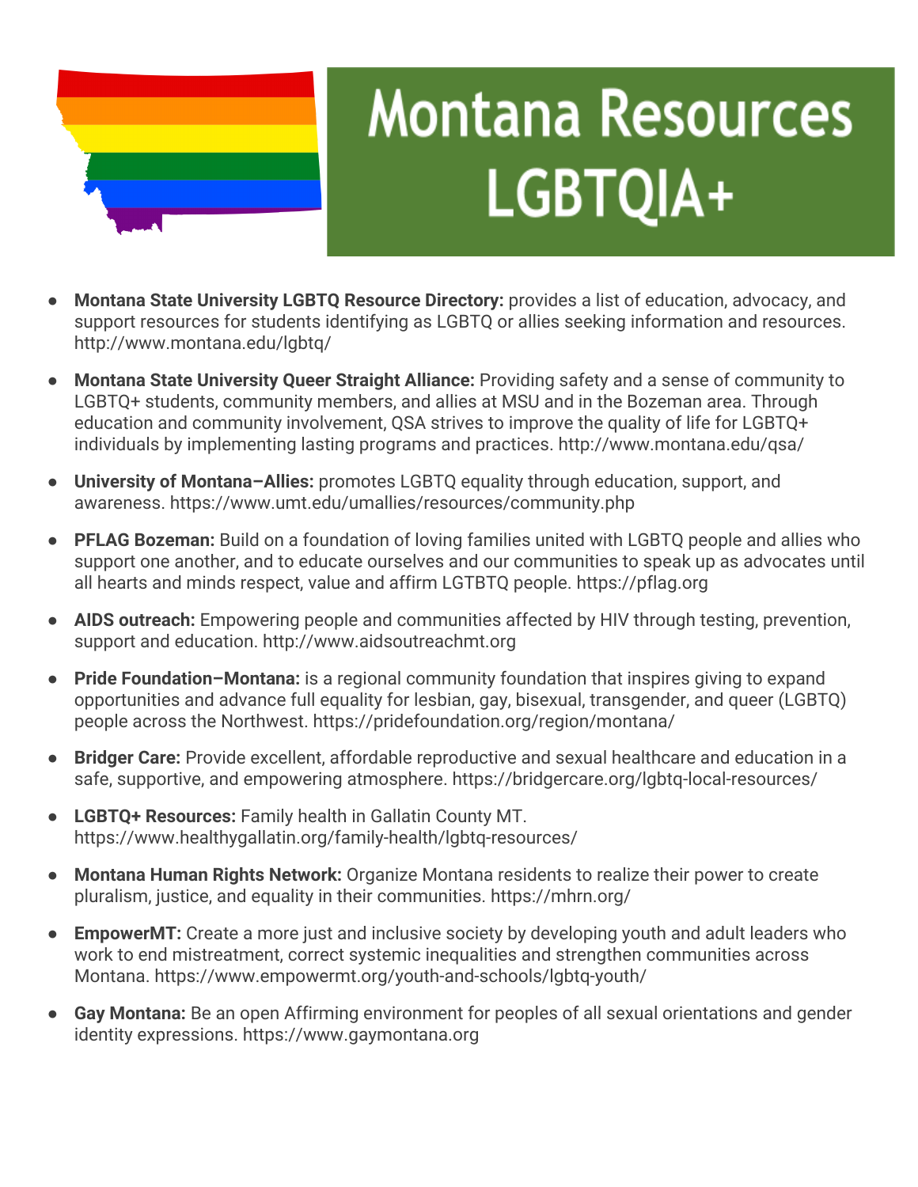# Montana Resources LGBTQIA+

- **Montana State University LGBTQ Resource Directory:** provides a list of education, advocacy, and support resources for students identifying as LGBTQ or allies seeking information and resources. http://www.montana.edu/lgbtq/
- **Montana State University Queer Straight Alliance:** Providing safety and a sense of community to LGBTQ+ students, community members, and allies at MSU and in the Bozeman area. Through education and community involvement, QSA strives to improve the quality of life for LGBTQ+ individuals by implementing lasting programs and practices. http://www.montana.edu/qsa/
- **University of Montana–Allies:** promotes LGBTQ equality through education, support, and awareness. https://www.umt.edu/umallies/resources/community.php
- **PFLAG Bozeman:** Build on a foundation of loving families united with LGBTQ people and allies who support one another, and to educate ourselves and our communities to speak up as advocates until all hearts and minds respect, value and affirm LGTBTQ people. https://pflag.org
- **AIDS outreach:** Empowering people and communities affected by HIV through testing, prevention, support and education. http://www.aidsoutreachmt.org
- **Pride Foundation–Montana:** is a regional community foundation that inspires giving to expand opportunities and advance full equality for lesbian, gay, bisexual, transgender, and queer (LGBTQ) people across the Northwest. https://pridefoundation.org/region/montana/
- **Bridger Care:** Provide excellent, affordable reproductive and sexual healthcare and education in a safe, supportive, and empowering atmosphere. https://bridgercare.org/lgbtq-local-resources/
- **LGBTQ+ Resources:** Family health in Gallatin County MT. https://www.healthygallatin.org/family-health/lgbtq-resources/
- **Montana Human Rights Network:** Organize Montana residents to realize their power to create pluralism, justice, and equality in their communities. https://mhrn.org/
- **EmpowerMT:** Create a more just and inclusive society by developing youth and adult leaders who work to end mistreatment, correct systemic inequalities and strengthen communities across Montana. https://www.empowermt.org/youth-and-schools/lgbtq-youth/
- **Gay Montana:** Be an open Affirming environment for peoples of all sexual orientations and gender identity expressions. https://www.gaymontana.org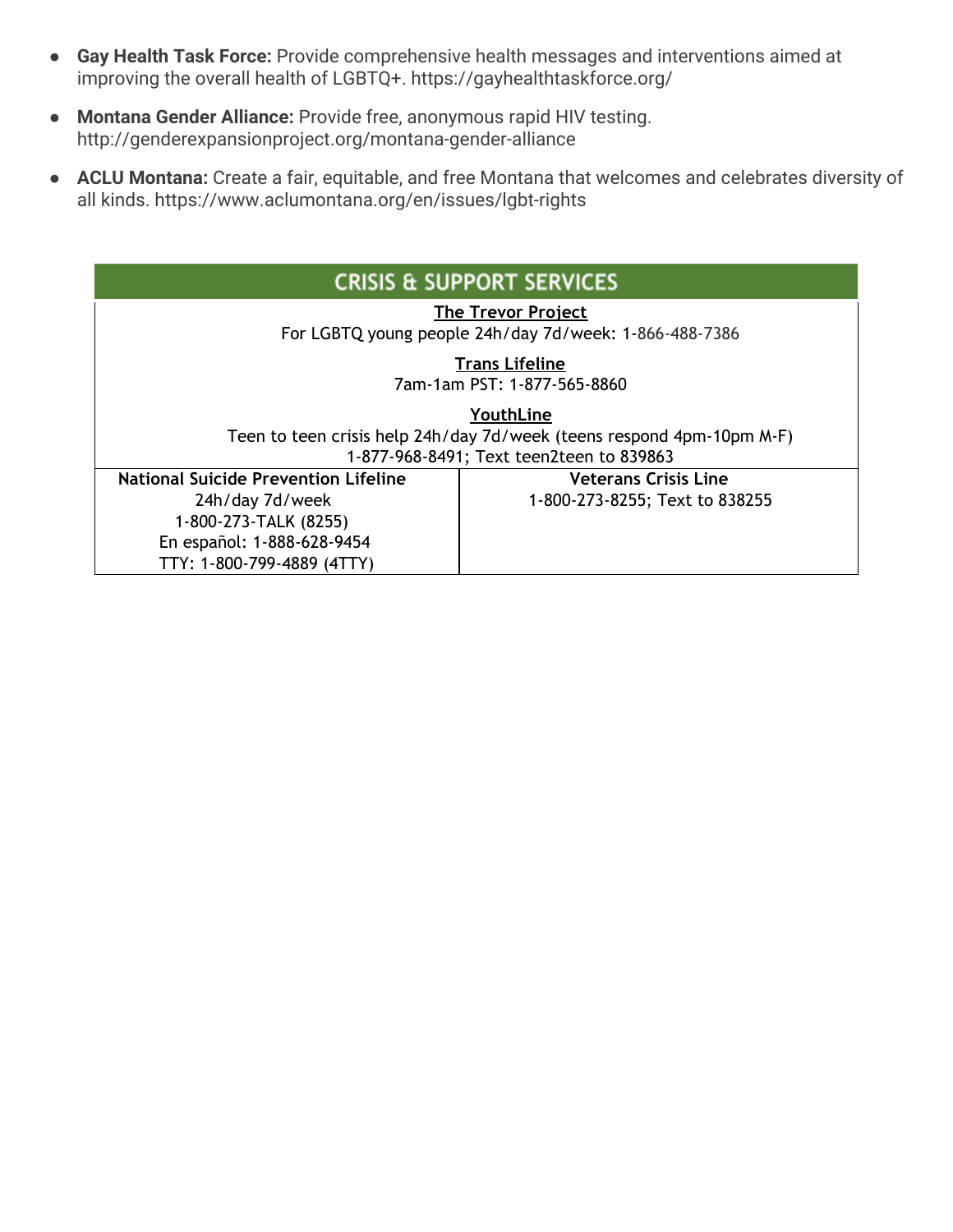- **Gay Health Task Force:** Provide comprehensive health messages and interventions aimed at improving the overall health of LGBTQ+. https://gayhealthtaskforce.org/
- **Montana Gender Alliance:** Provide free, anonymous rapid HIV testing. http://genderexpansionproject.org/montana-gender-alliance
- **ACLU Montana:** Create a fair, equitable, and free Montana that welcomes and celebrates diversity of all kinds. https://www.aclumontana.org/en/issues/lgbt-rights

| CRISIS & SUPPORT SERVICES | |
|---|---|
| **The Trevor Project**<br>For LGBTQ young people 24h/day 7d/week: 1-866-488-7386<br><br>**Trans Lifeline**<br>7am-1am PST: 1-877-565-8860<br><br>**YouthLine**<br>Teen to teen crisis help 24h/day 7d/week (teens respond 4pm-10pm M-F)<br>1-877-968-8491; Text teen2teen to 839863 | |
| **National Suicide Prevention Lifeline**<br>24h/day 7d/week<br>1-800-273-TALK (8255)<br>En español: 1-888-628-9454<br>TTY: 1-800-799-4889 (4TTY) | **Veterans Crisis Line**<br>1-800-273-8255; Text to 838255 |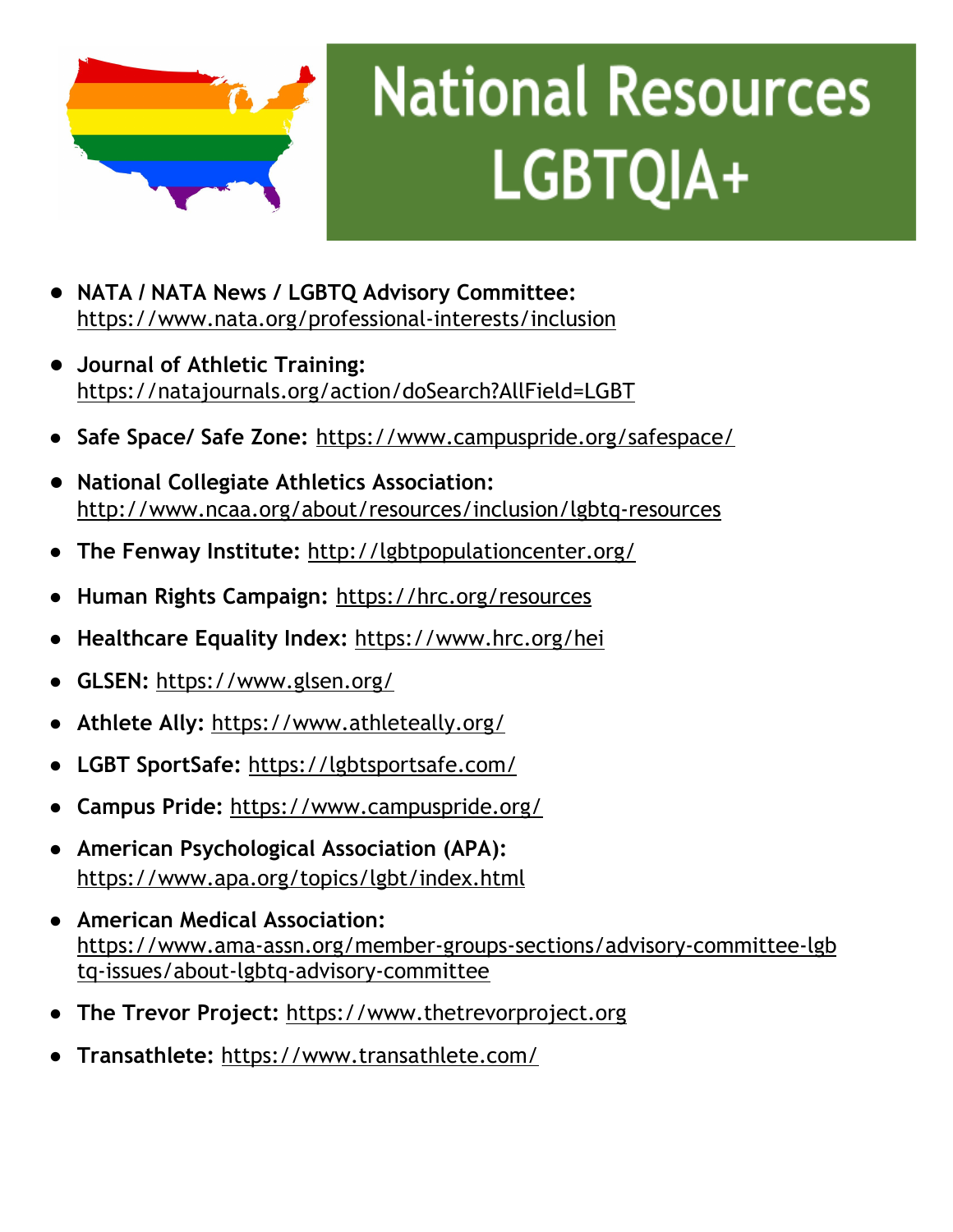# National Resources LGBTQIA+

- **NATA / NATA News / LGBTQ Advisory Committee:** https://www.nata.org/professional-interests/inclusion
- **Journal of Athletic Training:** https://natajournals.org/action/doSearch?AllField=LGBT
- **Safe Space/ Safe Zone:** https://www.campuspride.org/safespace/
- **National Collegiate Athletics Association:** http://www.ncaa.org/about/resources/inclusion/lgbtq-resources
- **The Fenway Institute:** http://lgbtpopulationcenter.org/
- **Human Rights Campaign:** https://hrc.org/resources
- **Healthcare Equality Index:** https://www.hrc.org/hei
- **GLSEN:** https://www.glsen.org/
- **Athlete Ally:** https://www.athleteally.org/
- **LGBT SportSafe:** https://lgbtsportsafe.com/
- **Campus Pride:** https://www.campuspride.org/
- **American Psychological Association (APA):** https://www.apa.org/topics/lgbt/index.html
- **American Medical Association:** https://www.ama-assn.org/member-groups-sections/advisory-committee-lgbtq-issues/about-lgbtq-advisory-committee
- **The Trevor Project:** https://www.thetrevorproject.org
- **Transathlete:** https://www.transathlete.com/